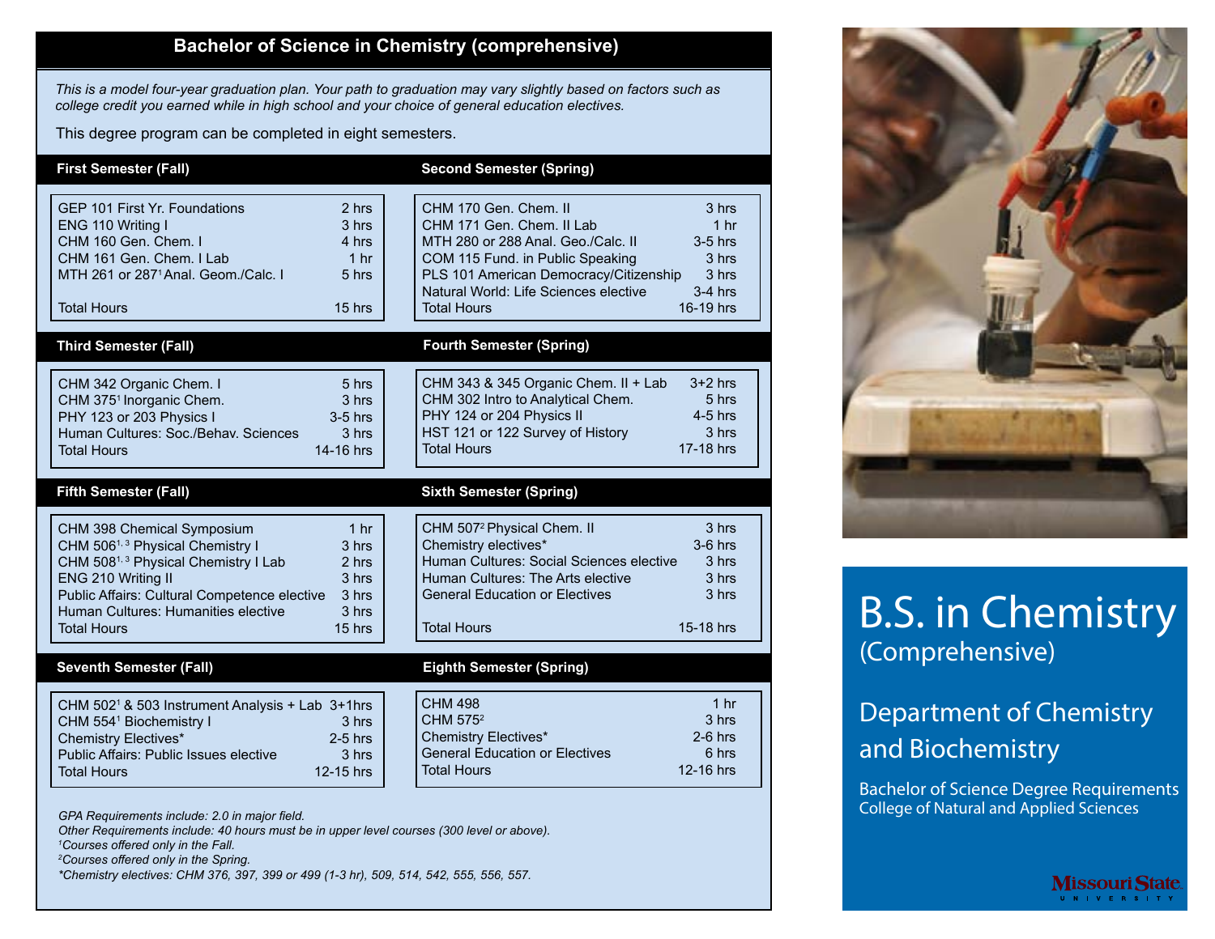# Bachelor of Science in Chemistry (comprehensive)

*This is a model four-year graduation plan. Your path to graduation may vary slightly based on factors such as college credit you earned while in high school and your choice of general education electives.*

This degree program can be completed in eight semesters.

### First Semester (Fall)

| Course | Hours |
|---|---|
| GEP 101 First Yr. Foundations | 2 hrs |
| ENG 110 Writing I | 3 hrs |
| CHM 160 Gen. Chem. I | 4 hrs |
| CHM 161 Gen. Chem. I Lab | 1 hr |
| MTH 261 or 287[1] Anal. Geom./Calc. I | 5 hrs |
| Total Hours | 15 hrs |

### Second Semester (Spring)

| Course | Hours |
|---|---|
| CHM 170 Gen. Chem. II | 3 hrs |
| CHM 171 Gen. Chem. II Lab | 1 hr |
| MTH 280 or 288 Anal. Geo./Calc. II | 3-5 hrs |
| COM 115 Fund. in Public Speaking | 3 hrs |
| PLS 101 American Democracy/Citizenship | 3 hrs |
| Natural World: Life Sciences elective | 3-4 hrs |
| Total Hours | 16-19 hrs |

### Third Semester (Fall)

| Course | Hours |
|---|---|
| CHM 342 Organic Chem. I | 5 hrs |
| CHM 375[1] Inorganic Chem. | 3 hrs |
| PHY 123 or 203 Physics I | 3-5 hrs |
| Human Cultures: Soc./Behav. Sciences | 3 hrs |
| Total Hours | 14-16 hrs |

### Fourth Semester (Spring)

| Course | Hours |
|---|---|
| CHM 343 & 345 Organic Chem. II + Lab | 3+2 hrs |
| CHM 302 Intro to Analytical Chem. | 5 hrs |
| PHY 124 or 204 Physics II | 4-5 hrs |
| HST 121 or 122 Survey of History | 3 hrs |
| Total Hours | 17-18 hrs |

### Fifth Semester (Fall)

| Course | Hours |
|---|---|
| CHM 398 Chemical Symposium | 1 hr |
| CHM 506[1, 3] Physical Chemistry I | 3 hrs |
| CHM 508[1, 3] Physical Chemistry I Lab | 2 hrs |
| ENG 210 Writing II | 3 hrs |
| Public Affairs: Cultural Competence elective | 3 hrs |
| Human Cultures: Humanities elective | 3 hrs |
| Total Hours | 15 hrs |

### Sixth Semester (Spring)

| Course | Hours |
|---|---|
| CHM 507[2] Physical Chem. II | 3 hrs |
| Chemistry electives* | 3-6 hrs |
| Human Cultures: Social Sciences elective | 3 hrs |
| Human Cultures: The Arts elective | 3 hrs |
| General Education or Electives | 3 hrs |
| Total Hours | 15-18 hrs |

### Seventh Semester (Fall)

| Course | Hours |
|---|---|
| CHM 502[1] & 503 Instrument Analysis + Lab | 3+1hrs |
| CHM 554[1] Biochemistry I | 3 hrs |
| Chemistry Electives* | 2-5 hrs |
| Public Affairs: Public Issues elective | 3 hrs |
| Total Hours | 12-15 hrs |

### Eighth Semester (Spring)

| Course | Hours |
|---|---|
| CHM 498 | 1 hr |
| CHM 575[2] | 3 hrs |
| Chemistry Electives* | 2-6 hrs |
| General Education or Electives | 6 hrs |
| Total Hours | 12-16 hrs |

*GPA Requirements include: 2.0 in major field.*

*Other Requirements include: 40 hours must be in upper level courses (300 level or above).*

*[1]Courses offered only in the Fall.*

*[2]Courses offered only in the Spring.*

**Chemistry electives: CHM 376, 397, 399 or 499 (1-3 hr), 509, 514, 542, 555, 556, 557.*

# B.S. in Chemistry
(Comprehensive)

## Department of Chemistry and Biochemistry

Bachelor of Science Degree Requirements
College of Natural and Applied Sciences

Missouri State University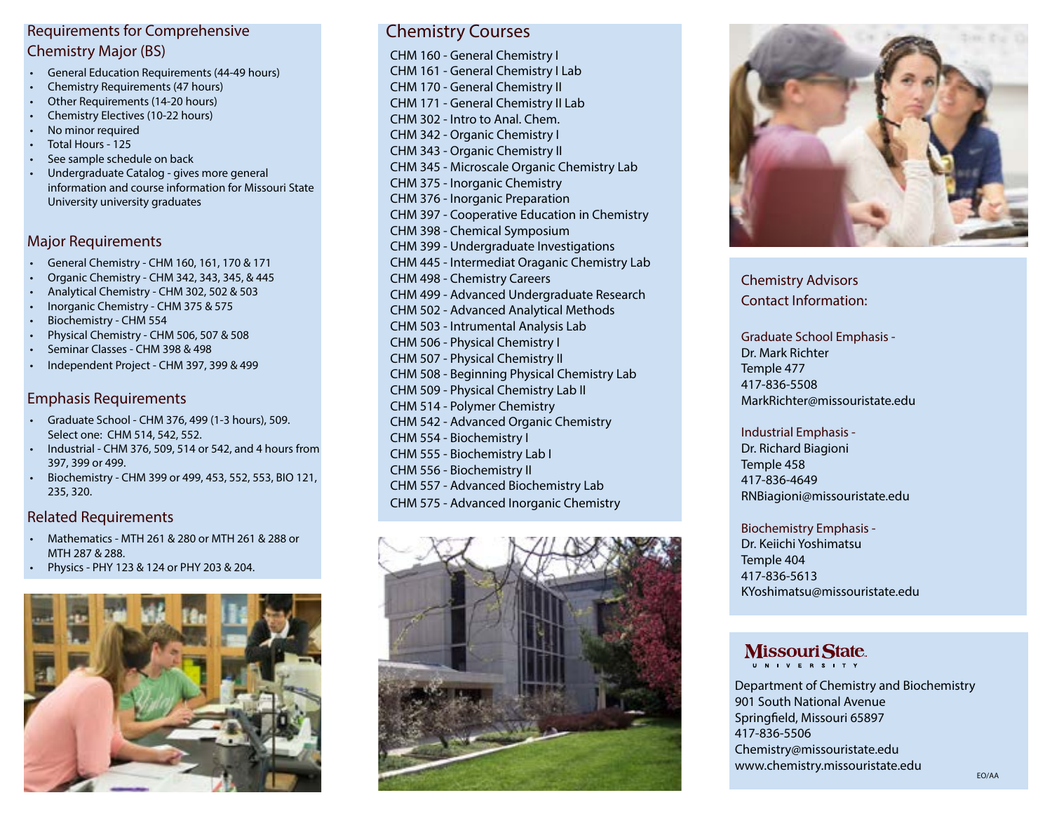## Requirements for Comprehensive Chemistry Major (BS)

- General Education Requirements (44-49 hours)
- Chemistry Requirements (47 hours)
- Other Requirements (14-20 hours)
- Chemistry Electives (10-22 hours)
- No minor required
- Total Hours - 125
- See sample schedule on back
- Undergraduate Catalog - gives more general information and course information for Missouri State University university graduates

## Major Requirements

- General Chemistry - CHM 160, 161, 170 & 171
- Organic Chemistry - CHM 342, 343, 345, & 445
- Analytical Chemistry - CHM 302, 502 & 503
- Inorganic Chemistry - CHM 375 & 575
- Biochemistry - CHM 554
- Physical Chemistry - CHM 506, 507 & 508
- Seminar Classes - CHM 398 & 498
- Independent Project - CHM 397, 399 & 499

## Emphasis Requirements

- Graduate School - CHM 376, 499 (1-3 hours), 509. Select one: CHM 514, 542, 552.
- Industrial - CHM 376, 509, 514 or 542, and 4 hours from 397, 399 or 499.
- Biochemistry - CHM 399 or 499, 453, 552, 553, BIO 121, 235, 320.

## Related Requirements

- Mathematics - MTH 261 & 280 or MTH 261 & 288 or MTH 287 & 288.
- Physics - PHY 123 & 124 or PHY 203 & 204.

## Chemistry Courses

CHM 160 - General Chemistry I
CHM 161 - General Chemistry I Lab
CHM 170 - General Chemistry II
CHM 171 - General Chemistry II Lab
CHM 302 - Intro to Anal. Chem.
CHM 342 - Organic Chemistry I
CHM 343 - Organic Chemistry II
CHM 345 - Microscale Organic Chemistry Lab
CHM 375 - Inorganic Chemistry
CHM 376 - Inorganic Preparation
CHM 397 - Cooperative Education in Chemistry
CHM 398 - Chemical Symposium
CHM 399 - Undergraduate Investigations
CHM 445 - Intermediat Oraganic Chemistry Lab
CHM 498 - Chemistry Careers
CHM 499 - Advanced Undergraduate Research
CHM 502 - Advanced Analytical Methods
CHM 503 - Intrumental Analysis Lab
CHM 506 - Physical Chemistry I
CHM 507 - Physical Chemistry II
CHM 508 - Beginning Physical Chemistry Lab
CHM 509 - Physical Chemistry Lab II
CHM 514 - Polymer Chemistry
CHM 542 - Advanced Organic Chemistry
CHM 554 - Biochemistry I
CHM 555 - Biochemistry Lab I
CHM 556 - Biochemistry II
CHM 557 - Advanced Biochemistry Lab
CHM 575 - Advanced Inorganic Chemistry

## Chemistry Advisors Contact Information:

Graduate School Emphasis -
Dr. Mark Richter
Temple 477
417-836-5508
MarkRichter@missouristate.edu

Industrial Emphasis -
Dr. Richard Biagioni
Temple 458
417-836-4649
RNBiagioni@missouristate.edu

Biochemistry Emphasis -
Dr. Keiichi Yoshimatsu
Temple 404
417-836-5613
KYoshimatsu@missouristate.edu

**Missouri State University**

Department of Chemistry and Biochemistry
901 South National Avenue
Springfield, Missouri 65897
417-836-5506
Chemistry@missouristate.edu
www.chemistry.missouristate.edu

EO/AA